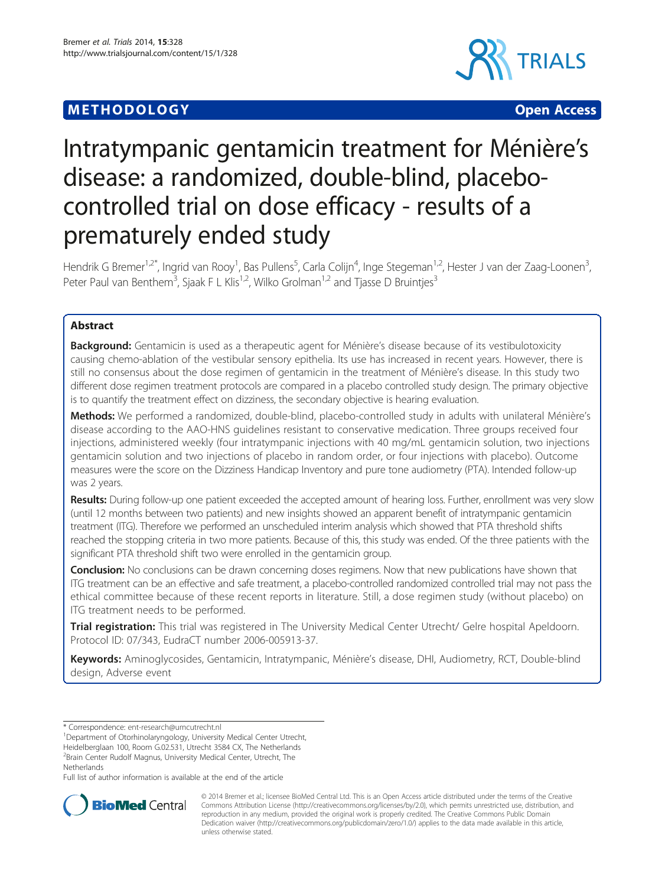METHODOLOGY Open Access

# Intratympanic gentamicin treatment for Ménière's disease: a randomized, double-blind, placebo-controlled trial on dose efficacy - results of a prematurely ended study

Hendrik G Bremer[1,2*], Ingrid van Rooy[1], Bas Pullens[5], Carla Colijn[4], Inge Stegeman[1,2], Hester J van der Zaag-Loonen[3], Peter Paul van Benthem[3], Sjaak F L Klis[1,2], Wilko Grolman[1,2] and Tjasse D Bruintjes[3]

## Abstract

**Background:** Gentamicin is used as a therapeutic agent for Ménière's disease because of its vestibulotoxicity causing chemo-ablation of the vestibular sensory epithelia. Its use has increased in recent years. However, there is still no consensus about the dose regimen of gentamicin in the treatment of Ménière's disease. In this study two different dose regimen treatment protocols are compared in a placebo controlled study design. The primary objective is to quantify the treatment effect on dizziness, the secondary objective is hearing evaluation.

**Methods:** We performed a randomized, double-blind, placebo-controlled study in adults with unilateral Ménière's disease according to the AAO-HNS guidelines resistant to conservative medication. Three groups received four injections, administered weekly (four intratympanic injections with 40 mg/mL gentamicin solution, two injections gentamicin solution and two injections of placebo in random order, or four injections with placebo). Outcome measures were the score on the Dizziness Handicap Inventory and pure tone audiometry (PTA). Intended follow-up was 2 years.

**Results:** During follow-up one patient exceeded the accepted amount of hearing loss. Further, enrollment was very slow (until 12 months between two patients) and new insights showed an apparent benefit of intratympanic gentamicin treatment (ITG). Therefore we performed an unscheduled interim analysis which showed that PTA threshold shifts reached the stopping criteria in two more patients. Because of this, this study was ended. Of the three patients with the significant PTA threshold shift two were enrolled in the gentamicin group.

**Conclusion:** No conclusions can be drawn concerning doses regimens. Now that new publications have shown that ITG treatment can be an effective and safe treatment, a placebo-controlled randomized controlled trial may not pass the ethical committee because of these recent reports in literature. Still, a dose regimen study (without placebo) on ITG treatment needs to be performed.

**Trial registration:** This trial was registered in The University Medical Center Utrecht/ Gelre hospital Apeldoorn. Protocol ID: 07/343, EudraCT number 2006-005913-37.

**Keywords:** Aminoglycosides, Gentamicin, Intratympanic, Ménière's disease, DHI, Audiometry, RCT, Double-blind design, Adverse event

---

\* Correspondence: ent-research@umcutrecht.nl
[1]Department of Otorhinolaryngology, University Medical Center Utrecht, Heidelberglaan 100, Room G.02.531, Utrecht 3584 CX, The Netherlands
[2]Brain Center Rudolf Magnus, University Medical Center, Utrecht, The Netherlands
Full list of author information is available at the end of the article

© 2014 Bremer et al.; licensee BioMed Central Ltd. This is an Open Access article distributed under the terms of the Creative Commons Attribution License (http://creativecommons.org/licenses/by/2.0), which permits unrestricted use, distribution, and reproduction in any medium, provided the original work is properly credited. The Creative Commons Public Domain Dedication waiver (http://creativecommons.org/publicdomain/zero/1.0/) applies to the data made available in this article, unless otherwise stated.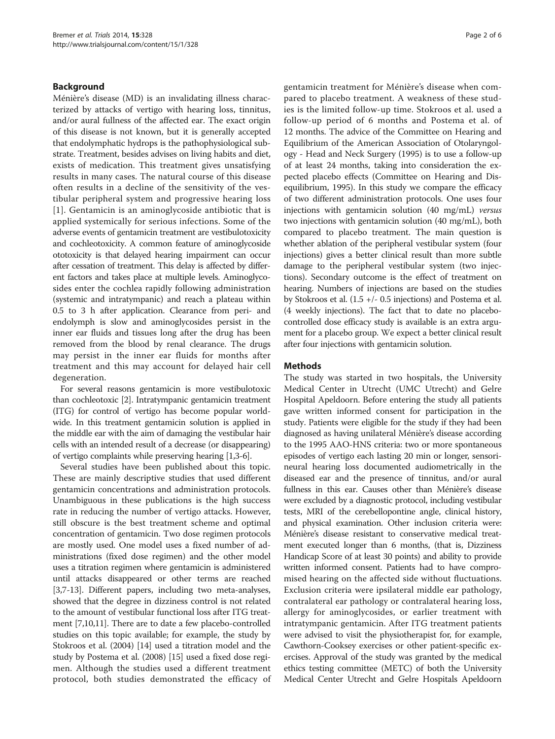## Background

Ménière's disease (MD) is an invalidating illness characterized by attacks of vertigo with hearing loss, tinnitus, and/or aural fullness of the affected ear. The exact origin of this disease is not known, but it is generally accepted that endolymphatic hydrops is the pathophysiological substrate. Treatment, besides advises on living habits and diet, exists of medication. This treatment gives unsatisfying results in many cases. The natural course of this disease often results in a decline of the sensitivity of the vestibular peripheral system and progressive hearing loss [1]. Gentamicin is an aminoglycoside antibiotic that is applied systemically for serious infections. Some of the adverse events of gentamicin treatment are vestibulotoxicity and cochleotoxicity. A common feature of aminoglycoside ototoxicity is that delayed hearing impairment can occur after cessation of treatment. This delay is affected by different factors and takes place at multiple levels. Aminoglycosides enter the cochlea rapidly following administration (systemic and intratympanic) and reach a plateau within 0.5 to 3 h after application. Clearance from peri- and endolymph is slow and aminoglycosides persist in the inner ear fluids and tissues long after the drug has been removed from the blood by renal clearance. The drugs may persist in the inner ear fluids for months after treatment and this may account for delayed hair cell degeneration.

For several reasons gentamicin is more vestibulotoxic than cochleotoxic [2]. Intratympanic gentamicin treatment (ITG) for control of vertigo has become popular worldwide. In this treatment gentamicin solution is applied in the middle ear with the aim of damaging the vestibular hair cells with an intended result of a decrease (or disappearing) of vertigo complaints while preserving hearing [1,3-6].

Several studies have been published about this topic. These are mainly descriptive studies that used different gentamicin concentrations and administration protocols. Unambiguous in these publications is the high success rate in reducing the number of vertigo attacks. However, still obscure is the best treatment scheme and optimal concentration of gentamicin. Two dose regimen protocols are mostly used. One model uses a fixed number of administrations (fixed dose regimen) and the other model uses a titration regimen where gentamicin is administered until attacks disappeared or other terms are reached [3,7-13]. Different papers, including two meta-analyses, showed that the degree in dizziness control is not related to the amount of vestibular functional loss after ITG treatment [7,10,11]. There are to date a few placebo-controlled studies on this topic available; for example, the study by Stokroos et al. (2004) [14] used a titration model and the study by Postema et al. (2008) [15] used a fixed dose regimen. Although the studies used a different treatment protocol, both studies demonstrated the efficacy of gentamicin treatment for Ménière's disease when compared to placebo treatment. A weakness of these studies is the limited follow-up time. Stokroos et al. used a follow-up period of 6 months and Postema et al. of 12 months. The advice of the Committee on Hearing and Equilibrium of the American Association of Otolaryngology - Head and Neck Surgery (1995) is to use a follow-up of at least 24 months, taking into consideration the expected placebo effects (Committee on Hearing and Disequilibrium, 1995). In this study we compare the efficacy of two different administration protocols. One uses four injections with gentamicin solution (40 mg/mL) *versus* two injections with gentamicin solution (40 mg/mL), both compared to placebo treatment. The main question is whether ablation of the peripheral vestibular system (four injections) gives a better clinical result than more subtle damage to the peripheral vestibular system (two injections). Secondary outcome is the effect of treatment on hearing. Numbers of injections are based on the studies by Stokroos et al. (1.5 +/- 0.5 injections) and Postema et al. (4 weekly injections). The fact that to date no placebo-controlled dose efficacy study is available is an extra argument for a placebo group. We expect a better clinical result after four injections with gentamicin solution.

## Methods

The study was started in two hospitals, the University Medical Center in Utrecht (UMC Utrecht) and Gelre Hospital Apeldoorn. Before entering the study all patients gave written informed consent for participation in the study. Patients were eligible for the study if they had been diagnosed as having unilateral Ménière's disease according to the 1995 AAO-HNS criteria: two or more spontaneous episodes of vertigo each lasting 20 min or longer, sensorineural hearing loss documented audiometrically in the diseased ear and the presence of tinnitus, and/or aural fullness in this ear. Causes other than Ménière's disease were excluded by a diagnostic protocol, including vestibular tests, MRI of the cerebellopontine angle, clinical history, and physical examination. Other inclusion criteria were: Ménière's disease resistant to conservative medical treatment executed longer than 6 months, (that is, Dizziness Handicap Score of at least 30 points) and ability to provide written informed consent. Patients had to have compromised hearing on the affected side without fluctuations. Exclusion criteria were ipsilateral middle ear pathology, contralateral ear pathology or contralateral hearing loss, allergy for aminoglycosides, or earlier treatment with intratympanic gentamicin. After ITG treatment patients were advised to visit the physiotherapist for, for example, Cawthorn-Cooksey exercises or other patient-specific exercises. Approval of the study was granted by the medical ethics testing committee (METC) of both the University Medical Center Utrecht and Gelre Hospitals Apeldoorn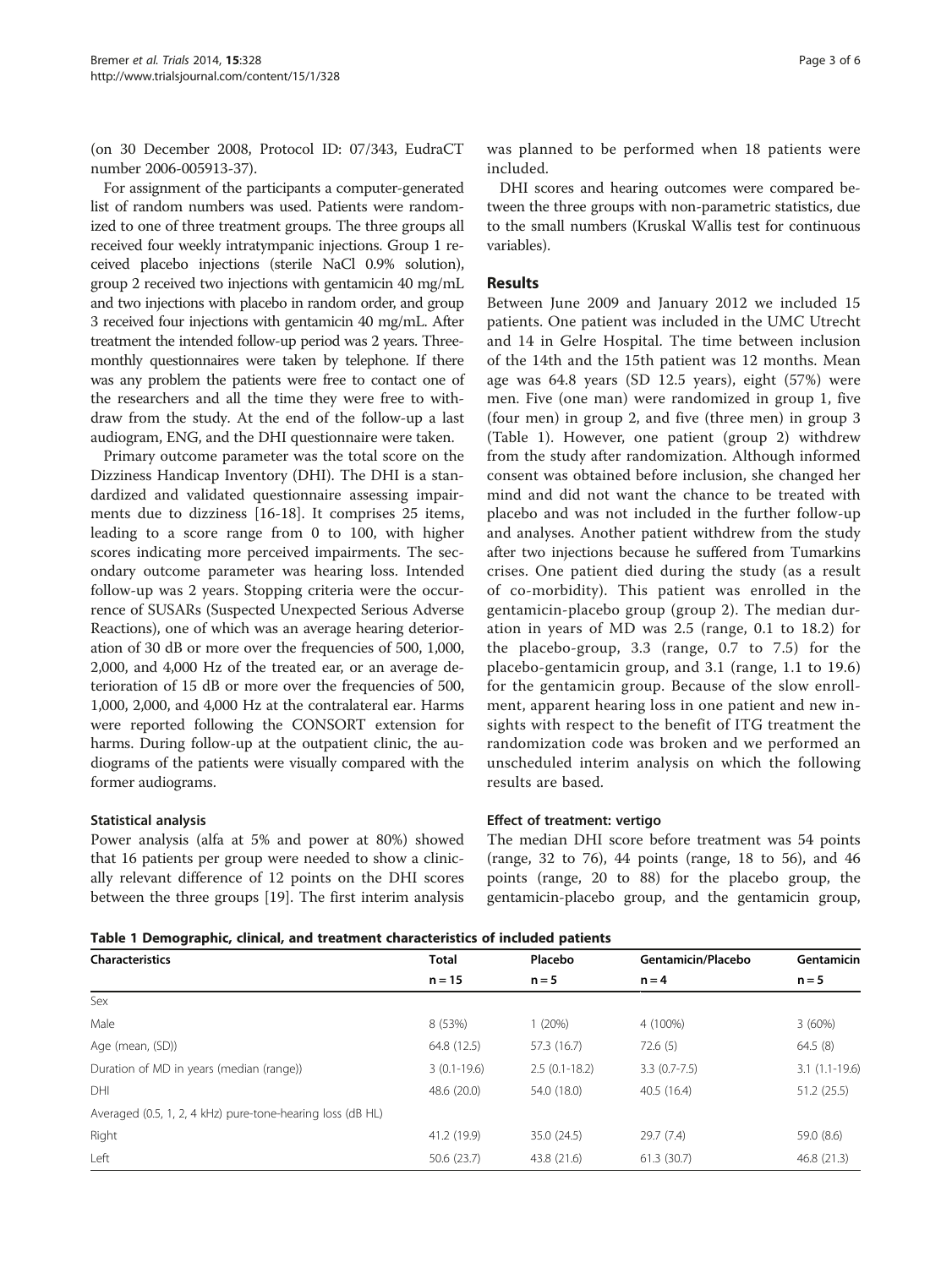(on 30 December 2008, Protocol ID: 07/343, EudraCT number 2006-005913-37).

For assignment of the participants a computer-generated list of random numbers was used. Patients were randomized to one of three treatment groups. The three groups all received four weekly intratympanic injections. Group 1 received placebo injections (sterile NaCl 0.9% solution), group 2 received two injections with gentamicin 40 mg/mL and two injections with placebo in random order, and group 3 received four injections with gentamicin 40 mg/mL. After treatment the intended follow-up period was 2 years. Three-monthly questionnaires were taken by telephone. If there was any problem the patients were free to contact one of the researchers and all the time they were free to withdraw from the study. At the end of the follow-up a last audiogram, ENG, and the DHI questionnaire were taken.

Primary outcome parameter was the total score on the Dizziness Handicap Inventory (DHI). The DHI is a standardized and validated questionnaire assessing impairments due to dizziness [16-18]. It comprises 25 items, leading to a score range from 0 to 100, with higher scores indicating more perceived impairments. The secondary outcome parameter was hearing loss. Intended follow-up was 2 years. Stopping criteria were the occurrence of SUSARs (Suspected Unexpected Serious Adverse Reactions), one of which was an average hearing deterioration of 30 dB or more over the frequencies of 500, 1,000, 2,000, and 4,000 Hz of the treated ear, or an average deterioration of 15 dB or more over the frequencies of 500, 1,000, 2,000, and 4,000 Hz at the contralateral ear. Harms were reported following the CONSORT extension for harms. During follow-up at the outpatient clinic, the audiograms of the patients were visually compared with the former audiograms.

### Statistical analysis

Power analysis (alfa at 5% and power at 80%) showed that 16 patients per group were needed to show a clinically relevant difference of 12 points on the DHI scores between the three groups [19]. The first interim analysis was planned to be performed when 18 patients were included.

DHI scores and hearing outcomes were compared between the three groups with non-parametric statistics, due to the small numbers (Kruskal Wallis test for continuous variables).

## Results

Between June 2009 and January 2012 we included 15 patients. One patient was included in the UMC Utrecht and 14 in Gelre Hospital. The time between inclusion of the 14th and the 15th patient was 12 months. Mean age was 64.8 years (SD 12.5 years), eight (57%) were men. Five (one man) were randomized in group 1, five (four men) in group 2, and five (three men) in group 3 (Table 1). However, one patient (group 2) withdrew from the study after randomization. Although informed consent was obtained before inclusion, she changed her mind and did not want the chance to be treated with placebo and was not included in the further follow-up and analyses. Another patient withdrew from the study after two injections because he suffered from Tumarkins crises. One patient died during the study (as a result of co-morbidity). This patient was enrolled in the gentamicin-placebo group (group 2). The median duration in years of MD was 2.5 (range, 0.1 to 18.2) for the placebo-group, 3.3 (range, 0.7 to 7.5) for the placebo-gentamicin group, and 3.1 (range, 1.1 to 19.6) for the gentamicin group. Because of the slow enrollment, apparent hearing loss in one patient and new insights with respect to the benefit of ITG treatment the randomization code was broken and we performed an unscheduled interim analysis on which the following results are based.

### Effect of treatment: vertigo

The median DHI score before treatment was 54 points (range, 32 to 76), 44 points (range, 18 to 56), and 46 points (range, 20 to 88) for the placebo group, the gentamicin-placebo group, and the gentamicin group,

**Table 1 Demographic, clinical, and treatment characteristics of included patients**

| Characteristics | Total | Placebo | Gentamicin/Placebo | Gentamicin |
|---|---|---|---|---|
| | n = 15 | n = 5 | n = 4 | n = 5 |
| Sex | | | | |
| Male | 8 (53%) | 1 (20%) | 4 (100%) | 3 (60%) |
| Age (mean, (SD)) | 64.8 (12.5) | 57.3 (16.7) | 72.6 (5) | 64.5 (8) |
| Duration of MD in years (median (range)) | 3 (0.1-19.6) | 2.5 (0.1-18.2) | 3.3 (0.7-7.5) | 3.1 (1.1-19.6) |
| DHI | 48.6 (20.0) | 54.0 (18.0) | 40.5 (16.4) | 51.2 (25.5) |
| Averaged (0.5, 1, 2, 4 kHz) pure-tone-hearing loss (dB HL) | | | | |
| Right | 41.2 (19.9) | 35.0 (24.5) | 29.7 (7.4) | 59.0 (8.6) |
| Left | 50.6 (23.7) | 43.8 (21.6) | 61.3 (30.7) | 46.8 (21.3) |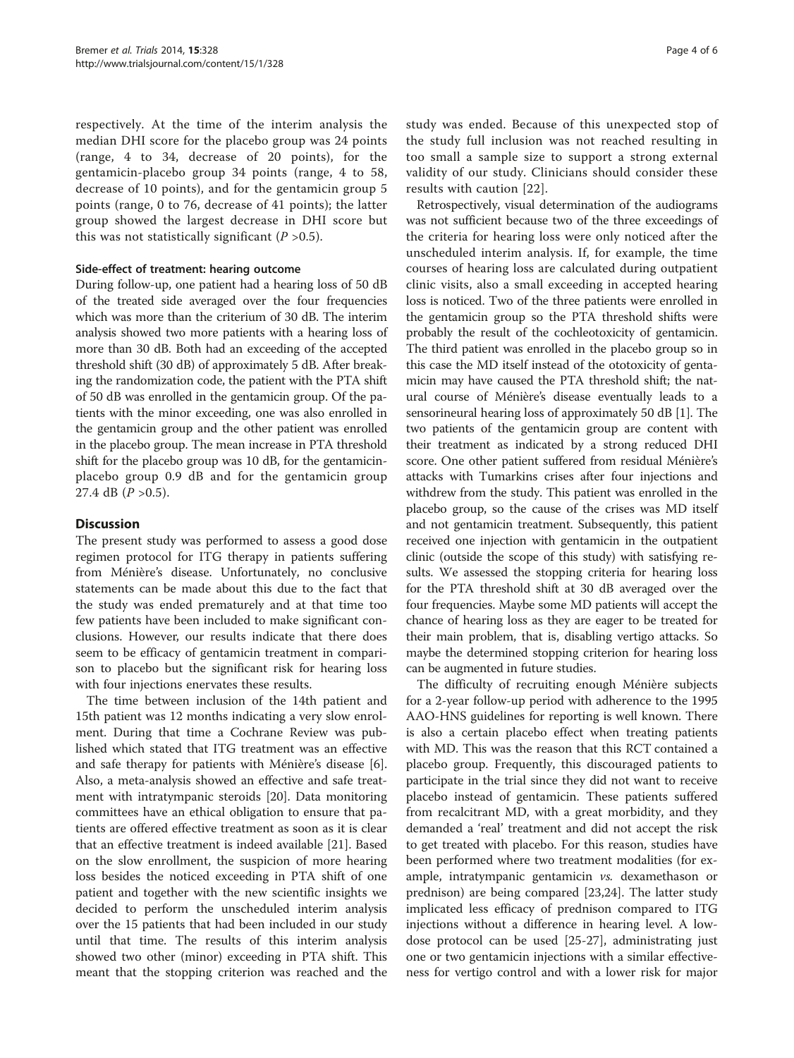respectively. At the time of the interim analysis the median DHI score for the placebo group was 24 points (range, 4 to 34, decrease of 20 points), for the gentamicin-placebo group 34 points (range, 4 to 58, decrease of 10 points), and for the gentamicin group 5 points (range, 0 to 76, decrease of 41 points); the latter group showed the largest decrease in DHI score but this was not statistically significant ($P > 0.5$).

#### Side-effect of treatment: hearing outcome

During follow-up, one patient had a hearing loss of 50 dB of the treated side averaged over the four frequencies which was more than the criterium of 30 dB. The interim analysis showed two more patients with a hearing loss of more than 30 dB. Both had an exceeding of the accepted threshold shift (30 dB) of approximately 5 dB. After breaking the randomization code, the patient with the PTA shift of 50 dB was enrolled in the gentamicin group. Of the patients with the minor exceeding, one was also enrolled in the gentamicin group and the other patient was enrolled in the placebo group. The mean increase in PTA threshold shift for the placebo group was 10 dB, for the gentamicin-placebo group 0.9 dB and for the gentamicin group 27.4 dB ($P > 0.5$).

## Discussion

The present study was performed to assess a good dose regimen protocol for ITG therapy in patients suffering from Ménière's disease. Unfortunately, no conclusive statements can be made about this due to the fact that the study was ended prematurely and at that time too few patients have been included to make significant conclusions. However, our results indicate that there does seem to be efficacy of gentamicin treatment in comparison to placebo but the significant risk for hearing loss with four injections enervates these results.

The time between inclusion of the 14th patient and 15th patient was 12 months indicating a very slow enrolment. During that time a Cochrane Review was published which stated that ITG treatment was an effective and safe therapy for patients with Ménière's disease [6]. Also, a meta-analysis showed an effective and safe treatment with intratympanic steroids [20]. Data monitoring committees have an ethical obligation to ensure that patients are offered effective treatment as soon as it is clear that an effective treatment is indeed available [21]. Based on the slow enrollment, the suspicion of more hearing loss besides the noticed exceeding in PTA shift of one patient and together with the new scientific insights we decided to perform the unscheduled interim analysis over the 15 patients that had been included in our study until that time. The results of this interim analysis showed two other (minor) exceeding in PTA shift. This meant that the stopping criterion was reached and the study was ended. Because of this unexpected stop of the study full inclusion was not reached resulting in too small a sample size to support a strong external validity of our study. Clinicians should consider these results with caution [22].

Retrospectively, visual determination of the audiograms was not sufficient because two of the three exceedings of the criteria for hearing loss were only noticed after the unscheduled interim analysis. If, for example, the time courses of hearing loss are calculated during outpatient clinic visits, also a small exceeding in accepted hearing loss is noticed. Two of the three patients were enrolled in the gentamicin group so the PTA threshold shifts were probably the result of the cochleotoxicity of gentamicin. The third patient was enrolled in the placebo group so in this case the MD itself instead of the ototoxicity of gentamicin may have caused the PTA threshold shift; the natural course of Ménière's disease eventually leads to a sensorineural hearing loss of approximately 50 dB [1]. The two patients of the gentamicin group are content with their treatment as indicated by a strong reduced DHI score. One other patient suffered from residual Ménière's attacks with Tumarkins crises after four injections and withdrew from the study. This patient was enrolled in the placebo group, so the cause of the crises was MD itself and not gentamicin treatment. Subsequently, this patient received one injection with gentamicin in the outpatient clinic (outside the scope of this study) with satisfying results. We assessed the stopping criteria for hearing loss for the PTA threshold shift at 30 dB averaged over the four frequencies. Maybe some MD patients will accept the chance of hearing loss as they are eager to be treated for their main problem, that is, disabling vertigo attacks. So maybe the determined stopping criterion for hearing loss can be augmented in future studies.

The difficulty of recruiting enough Ménière subjects for a 2-year follow-up period with adherence to the 1995 AAO-HNS guidelines for reporting is well known. There is also a certain placebo effect when treating patients with MD. This was the reason that this RCT contained a placebo group. Frequently, this discouraged patients to participate in the trial since they did not want to receive placebo instead of gentamicin. These patients suffered from recalcitrant MD, with a great morbidity, and they demanded a 'real' treatment and did not accept the risk to get treated with placebo. For this reason, studies have been performed where two treatment modalities (for example, intratympanic gentamicin *vs.* dexamethason or prednison) are being compared [23,24]. The latter study implicated less efficacy of prednison compared to ITG injections without a difference in hearing level. A low-dose protocol can be used [25-27], administrating just one or two gentamicin injections with a similar effectiveness for vertigo control and with a lower risk for major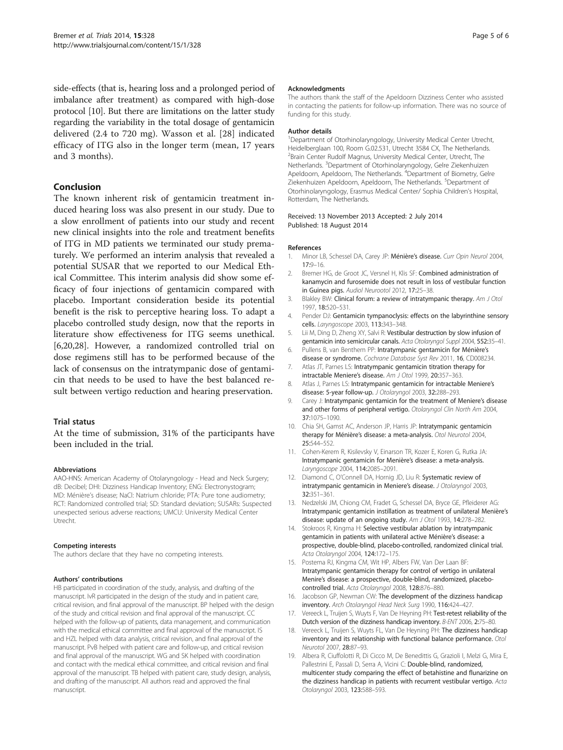side-effects (that is, hearing loss and a prolonged period of imbalance after treatment) as compared with high-dose protocol [10]. But there are limitations on the latter study regarding the variability in the total dosage of gentamicin delivered (2.4 to 720 mg). Wasson et al. [28] indicated efficacy of ITG also in the longer term (mean, 17 years and 3 months).

## Conclusion

The known inherent risk of gentamicin treatment induced hearing loss was also present in our study. Due to a slow enrollment of patients into our study and recent new clinical insights into the role and treatment benefits of ITG in MD patients we terminated our study prematurely. We performed an interim analysis that revealed a potential SUSAR that we reported to our Medical Ethical Committee. This interim analysis did show some efficacy of four injections of gentamicin compared with placebo. Important consideration beside its potential benefit is the risk to perceptive hearing loss. To adapt a placebo controlled study design, now that the reports in literature show effectiveness for ITG seems unethical. [6,20,28]. However, a randomized controlled trial on dose regimens still has to be performed because of the lack of consensus on the intratympanic dose of gentamicin that needs to be used to have the best balanced result between vertigo reduction and hearing preservation.

### Trial status

At the time of submission, 31% of the participants have been included in the trial.

#### Abbreviations

AAO-HNS: American Academy of Otolaryngology - Head and Neck Surgery; dB: Decibel; DHI: Dizziness Handicap Inventory; ENG: Electronystogram; MD: Ménière's disease; NaCl: Natrium chloride; PTA: Pure tone audiometry; RCT: Randomized controlled trial; SD: Standard deviation; SUSARs: Suspected unexpected serious adverse reactions; UMCU: University Medical Center Utrecht.

#### Competing interests

The authors declare that they have no competing interests.

#### Authors' contributions

HB participated in coordination of the study, analysis, and drafting of the manuscript. IvR participated in the design of the study and in patient care, critical revision, and final approval of the manuscript. BP helped with the design of the study and critical revision and final approval of the manuscript. CC helped with the follow-up of patients, data management, and communication with the medical ethical committee and final approval of the manuscript. IS and HZL helped with data analysis, critical revision, and final approval of the manuscript. PvB helped with patient care and follow-up, and critical revision and final approval of the manuscript. WG and SK helped with coordination and contact with the medical ethical committee, and critical revision and final approval of the manuscript. TB helped with patient care, study design, analysis, and drafting of the manuscript. All authors read and approved the final manuscript.

#### Acknowledgments

The authors thank the staff of the Apeldoorn Dizziness Center who assisted in contacting the patients for follow-up information. There was no source of funding for this study.

#### Author details

[1]Department of Otorhinolaryngology, University Medical Center Utrecht, Heidelberglaan 100, Room G.02.531, Utrecht 3584 CX, The Netherlands. [2]Brain Center Rudolf Magnus, University Medical Center, Utrecht, The Netherlands. [3]Department of Otorhinolaryngology, Gelre Ziekenhuizen Apeldoorn, Apeldoorn, The Netherlands. [4]Department of Biometry, Gelre Ziekenhuizen Apeldoorn, Apeldoorn, The Netherlands. [5]Department of Otorhinolaryngology, Erasmus Medical Center/ Sophia Children's Hospital, Rotterdam, The Netherlands.

Received: 13 November 2013 Accepted: 2 July 2014
Published: 18 August 2014

#### References

1. Minor LB, Schessel DA, Carey JP: **Ménière's disease.** *Curr Opin Neurol* 2004, **17**:9–16.
2. Bremer HG, de Groot JC, Versnel H, Klis SF: **Combined administration of kanamycin and furosemide does not result in loss of vestibular function in Guinea pigs.** *Audiol Neurootol* 2012, **17**:25–38.
3. Blakley BW: **Clinical forum: a review of intratympanic therapy.** *Am J Otol* 1997, **18**:520–531.
4. Pender DJ: **Gentamicin tympanoclysis: effects on the labyrinthine sensory cells.** *Laryngoscope* 2003, **113**:343–348.
5. Lii M, Ding D, Zheng XY, Salvi R: **Vestibular destruction by slow infusion of gentamicin into semicircular canals.** *Acta Otolaryngol Suppl* 2004, **552**:35–41.
6. Pullens B, van Benthem PP: **Intratympanic gentamicin for Ménière's disease or syndrome.** *Cochrane Database Syst Rev* 2011, **16**, CD008234.
7. Atlas JT, Parnes LS: **Intratympanic gentamicin titration therapy for intractable Meniere's disease.** *Am J Otol* 1999, **20**:357–363.
8. Atlas J, Parnes LS: **Intratympanic gentamicin for intractable Meniere's disease: 5-year follow-up.** *J Otolaryngol* 2003, **32**:288–293.
9. Carey J: **Intratympanic gentamicin for the treatment of Meniere's disease and other forms of peripheral vertigo.** *Otolaryngol Clin North Am* 2004, **37**:1075–1090.
10. Chia SH, Gamst AC, Anderson JP, Harris JP: **Intratympanic gentamicin therapy for Ménière's disease: a meta-analysis.** *Otol Neurotol* 2004, **25**:544–552.
11. Cohen-Kerem R, Kisilevsky V, Einarson TR, Kozer E, Koren G, Rutka JA: **Intratympanic gentamicin for Menière's disease: a meta-analysis.** *Laryngoscope* 2004, **114**:2085–2091.
12. Diamond C, O'Connell DA, Hornig JD, Liu R: **Systematic review of intratympanic gentamicin in Meniere's disease.** *J Otolaryngol* 2003, **32**:351–361.
13. Nedzelski JM, Chiong CM, Fradet G, Schessel DA, Bryce GE, Pfleiderer AG: **Intratympanic gentamicin instillation as treatment of unilateral Menière's disease: update of an ongoing study.** *Am J Otol* 1993, **14**:278–282.
14. Stokroos R, Kingma H: **Selective vestibular ablation by intratympanic gentamicin in patients with unilateral active Ménière's disease: a prospective, double-blind, placebo-controlled, randomized clinical trial.** *Acta Otolaryngol* 2004, **124**:172–175.
15. Postema RJ, Kingma CM, Wit HP, Albers FW, Van Der Laan BF: **Intratympanic gentamicin therapy for control of vertigo in unilateral Menire's disease: a prospective, double-blind, randomized, placebo-controlled trial.** *Acta Otolaryngol* 2008, **128**:876–880.
16. Jacobson GP, Newman CW: **The development of the dizziness handicap inventory.** *Arch Otolaryngol Head Neck Surg* 1990, **116**:424–427.
17. Vereeck L, Truijen S, Wuyts F, Van De Heyning PH: **Test-retest reliability of the Dutch version of the dizziness handicap inventory.** *B-ENT* 2006, **2**:75–80.
18. Vereeck L, Truijen S, Wuyts FL, Van De Heyning PH: **The dizziness handicap inventory and its relationship with functional balance performance.** *Otol Neurotol* 2007, **28**:87–93.
19. Albera R, Ciuffolotti R, Di Cicco M, De Benedittis G, Grazioli I, Melzi G, Mira E, Pallestrini E, Passali D, Serra A, Vicini C: **Double-blind, randomized, multicenter study comparing the effect of betahistine and flunarizine on the dizziness handicap in patients with recurrent vestibular vertigo.** *Acta Otolaryngol* 2003, **123**:588–593.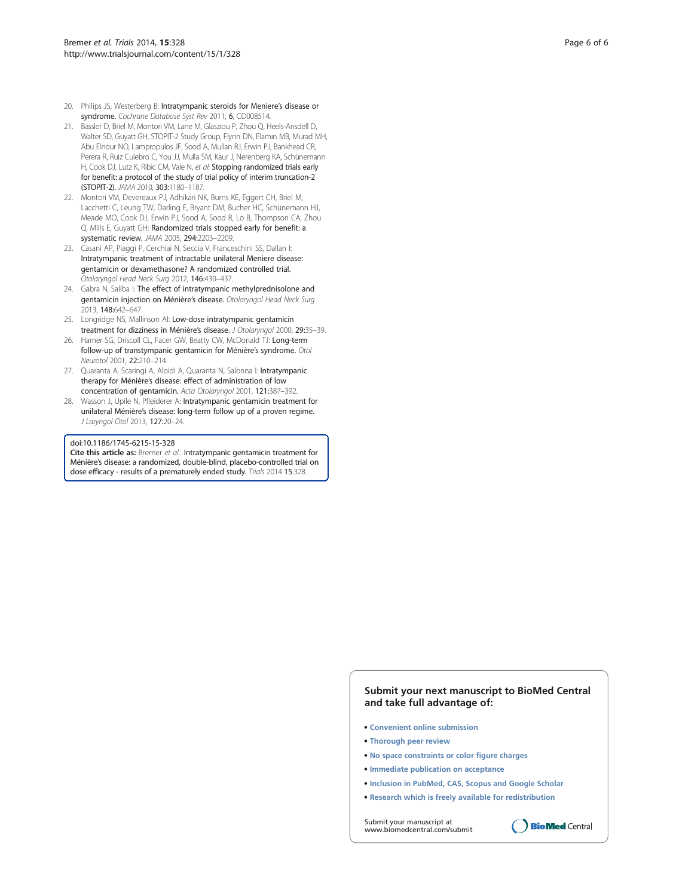20. Philips JS, Westerberg B: **Intratympanic steroids for Meniere's disease or syndrome.** *Cochrane Database Syst Rev* 2011, **6**, CD008514.
21. Bassler D, Briel M, Montori VM, Lane M, Glasziou P, Zhou Q, Heels-Ansdell D, Walter SD, Guyatt GH, STOPIT-2 Study Group, Flynn DN, Elamin MB, Murad MH, Abu Elnour NO, Lampropulos JF, Sood A, Mullan RJ, Erwin PJ, Bankhead CR, Perera R, Ruiz Culebro C, You JJ, Mulla SM, Kaur J, Nerenberg KA, Schünemann H, Cook DJ, Lutz K, Ribic CM, Vale N, *et al*: **Stopping randomized trials early for benefit: a protocol of the study of trial policy of interim truncation-2 (STOPIT-2).** *JAMA* 2010, **303**:1180–1187.
22. Montori VM, Devereaux PJ, Adhikari NK, Burns KE, Eggert CH, Briel M, Lacchetti C, Leung TW, Darling E, Bryant DM, Bucher HC, Schünemann HJ, Meade MO, Cook DJ, Erwin PJ, Sood A, Sood R, Lo B, Thompson CA, Zhou Q, Mills E, Guyatt GH: **Randomized trials stopped early for benefit: a systematic review.** *JAMA* 2005, **294**:2203–2209.
23. Casani AP, Piaggi P, Cerchiai N, Seccia V, Franceschini SS, Dallan I: **Intratympanic treatment of intractable unilateral Meniere disease: gentamicin or dexamethasone? A randomized controlled trial.** *Otolaryngol Head Neck Surg* 2012, **146**:430–437.
24. Gabra N, Saliba I: **The effect of intratympanic methylprednisolone and gentamicin injection on Ménière's disease.** *Otolaryngol Head Neck Surg* 2013, **148**:642–647.
25. Longridge NS, Mallinson AI: **Low-dose intratympanic gentamicin treatment for dizziness in Ménière's disease.** *J Otolaryngol* 2000, **29**:35–39.
26. Harner SG, Driscoll CL, Facer GW, Beatty CW, McDonald TJ: **Long-term follow-up of transtympanic gentamicin for Ménière's syndrome.** *Otol Neurotol* 2001, **22**:210–214.
27. Quaranta A, Scaringi A, Aloidi A, Quaranta N, Salonna I: **Intratympanic therapy for Ménière's disease: effect of administration of low concentration of gentamicin.** *Acta Otolaryngol* 2001, **121**:387–392.
28. Wasson J, Upile N, Pfleiderer A: **Intratympanic gentamicin treatment for unilateral Ménière's disease: long-term follow up of a proven regime.** *J Laryngol Otol* 2013, **127**:20–24.

doi:10.1186/1745-6215-15-328

**Cite this article as:** Bremer *et al.*: Intratympanic gentamicin treatment for Ménière's disease: a randomized, double-blind, placebo-controlled trial on dose efficacy - results of a prematurely ended study. *Trials* 2014 **15**:328.

**Submit your next manuscript to BioMed Central and take full advantage of:**

- **Convenient online submission**
- **Thorough peer review**
- **No space constraints or color figure charges**
- **Immediate publication on acceptance**
- **Inclusion in PubMed, CAS, Scopus and Google Scholar**
- **Research which is freely available for redistribution**

Submit your manuscript at
www.biomedcentral.com/submit

BioMed Central